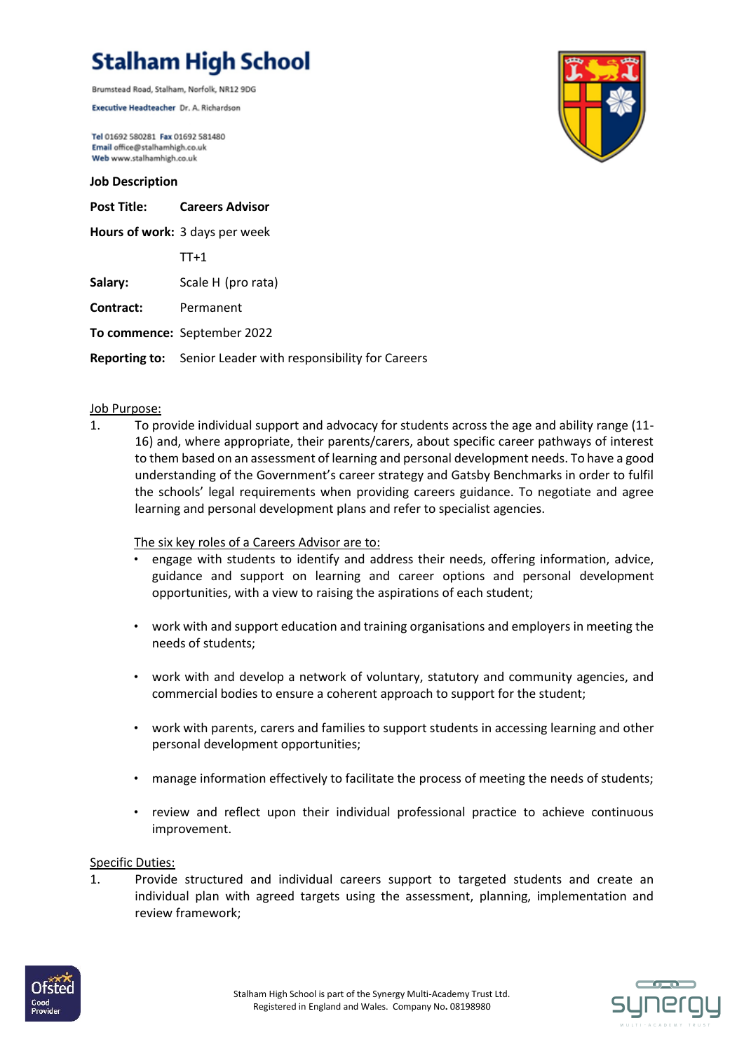# Stalham High School

Brumstead Road, Stalham, Norfolk, NR12 9DG

**Executive Headteacher** Dr. A. Richardson

**Tel** 01692 580281 **Fax** 01692 581480
**Email** office@stalhamhigh.co.uk
**Web** www.stalhamhigh.co.uk

## Job Description

| | |
|---|---|
| **Post Title:** | **Careers Advisor** |
| **Hours of work:** | 3 days per week |
| | TT+1 |
| **Salary:** | Scale H (pro rata) |
| **Contract:** | Permanent |
| **To commence:** | September 2022 |
| **Reporting to:** | Senior Leader with responsibility for Careers |

Job Purpose:

1. To provide individual support and advocacy for students across the age and ability range (11-16) and, where appropriate, their parents/carers, about specific career pathways of interest to them based on an assessment of learning and personal development needs. To have a good understanding of the Government's career strategy and Gatsby Benchmarks in order to fulfil the schools' legal requirements when providing careers guidance. To negotiate and agree learning and personal development plans and refer to specialist agencies.

   The six key roles of a Careers Advisor are to:

   - engage with students to identify and address their needs, offering information, advice, guidance and support on learning and career options and personal development opportunities, with a view to raising the aspirations of each student;
   - work with and support education and training organisations and employers in meeting the needs of students;
   - work with and develop a network of voluntary, statutory and community agencies, and commercial bodies to ensure a coherent approach to support for the student;
   - work with parents, carers and families to support students in accessing learning and other personal development opportunities;
   - manage information effectively to facilitate the process of meeting the needs of students;
   - review and reflect upon their individual professional practice to achieve continuous improvement.

Specific Duties:

1. Provide structured and individual careers support to targeted students and create an individual plan with agreed targets using the assessment, planning, implementation and review framework;

Stalham High School is part of the Synergy Multi-Academy Trust Ltd.
Registered in England and Wales. Company No. 08198980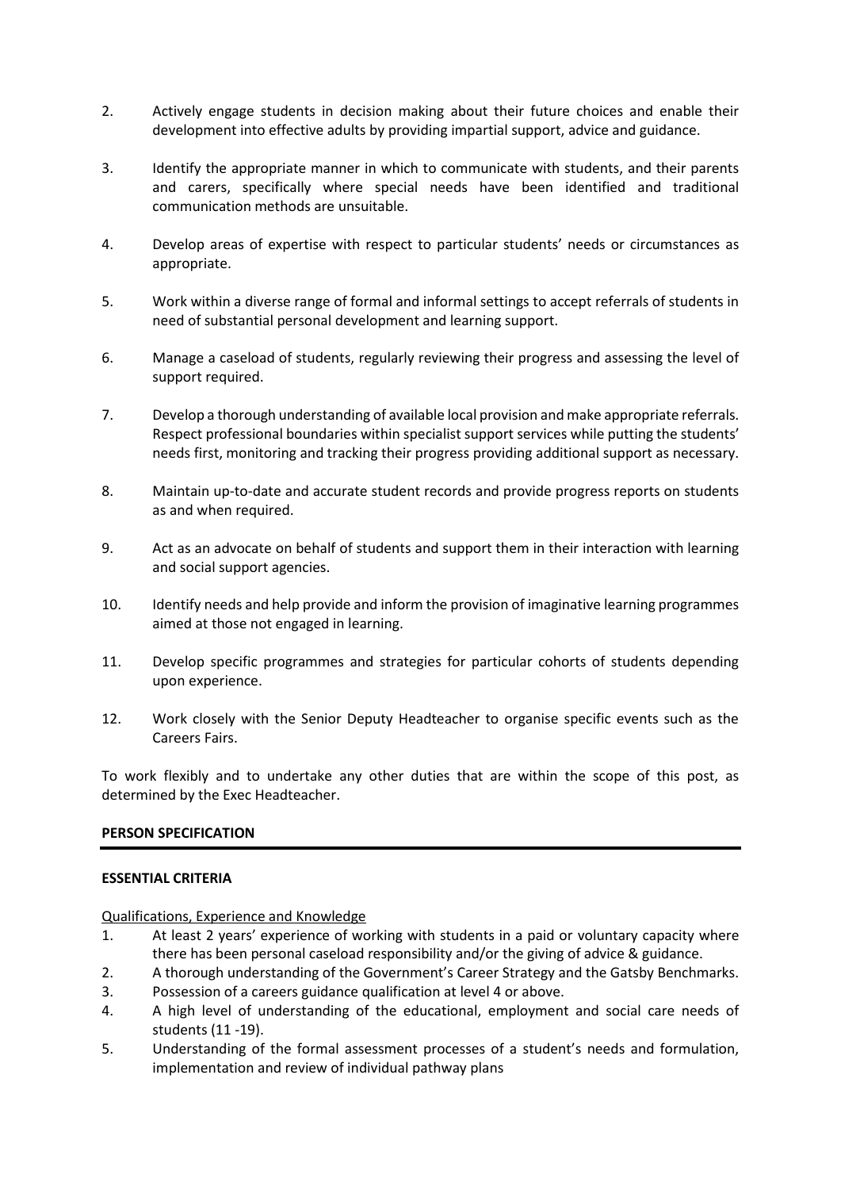2. Actively engage students in decision making about their future choices and enable their development into effective adults by providing impartial support, advice and guidance.

3. Identify the appropriate manner in which to communicate with students, and their parents and carers, specifically where special needs have been identified and traditional communication methods are unsuitable.

4. Develop areas of expertise with respect to particular students' needs or circumstances as appropriate.

5. Work within a diverse range of formal and informal settings to accept referrals of students in need of substantial personal development and learning support.

6. Manage a caseload of students, regularly reviewing their progress and assessing the level of support required.

7. Develop a thorough understanding of available local provision and make appropriate referrals. Respect professional boundaries within specialist support services while putting the students' needs first, monitoring and tracking their progress providing additional support as necessary.

8. Maintain up-to-date and accurate student records and provide progress reports on students as and when required.

9. Act as an advocate on behalf of students and support them in their interaction with learning and social support agencies.

10. Identify needs and help provide and inform the provision of imaginative learning programmes aimed at those not engaged in learning.

11. Develop specific programmes and strategies for particular cohorts of students depending upon experience.

12. Work closely with the Senior Deputy Headteacher to organise specific events such as the Careers Fairs.

To work flexibly and to undertake any other duties that are within the scope of this post, as determined by the Exec Headteacher.

**PERSON SPECIFICATION**

---

**ESSENTIAL CRITERIA**

Qualifications, Experience and Knowledge

1. At least 2 years' experience of working with students in a paid or voluntary capacity where there has been personal caseload responsibility and/or the giving of advice & guidance.
2. A thorough understanding of the Government's Career Strategy and the Gatsby Benchmarks.
3. Possession of a careers guidance qualification at level 4 or above.
4. A high level of understanding of the educational, employment and social care needs of students (11 -19).
5. Understanding of the formal assessment processes of a student's needs and formulation, implementation and review of individual pathway plans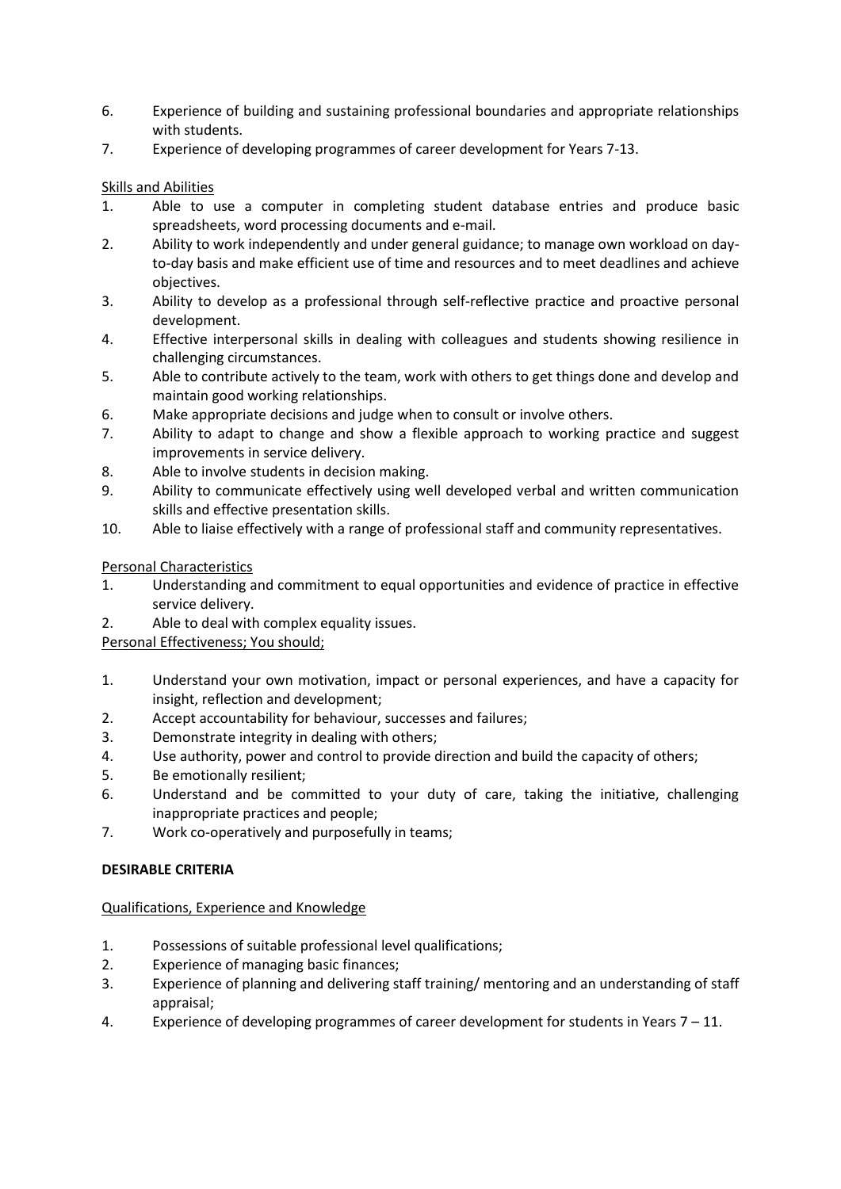6. Experience of building and sustaining professional boundaries and appropriate relationships with students.
7. Experience of developing programmes of career development for Years 7-13.

<u>Skills and Abilities</u>

1. Able to use a computer in completing student database entries and produce basic spreadsheets, word processing documents and e-mail.
2. Ability to work independently and under general guidance; to manage own workload on day-to-day basis and make efficient use of time and resources and to meet deadlines and achieve objectives.
3. Ability to develop as a professional through self-reflective practice and proactive personal development.
4. Effective interpersonal skills in dealing with colleagues and students showing resilience in challenging circumstances.
5. Able to contribute actively to the team, work with others to get things done and develop and maintain good working relationships.
6. Make appropriate decisions and judge when to consult or involve others.
7. Ability to adapt to change and show a flexible approach to working practice and suggest improvements in service delivery.
8. Able to involve students in decision making.
9. Ability to communicate effectively using well developed verbal and written communication skills and effective presentation skills.
10. Able to liaise effectively with a range of professional staff and community representatives.

<u>Personal Characteristics</u>

1. Understanding and commitment to equal opportunities and evidence of practice in effective service delivery.
2. Able to deal with complex equality issues.

<u>Personal Effectiveness; You should;</u>

1. Understand your own motivation, impact or personal experiences, and have a capacity for insight, reflection and development;
2. Accept accountability for behaviour, successes and failures;
3. Demonstrate integrity in dealing with others;
4. Use authority, power and control to provide direction and build the capacity of others;
5. Be emotionally resilient;
6. Understand and be committed to your duty of care, taking the initiative, challenging inappropriate practices and people;
7. Work co-operatively and purposefully in teams;

**DESIRABLE CRITERIA**

<u>Qualifications, Experience and Knowledge</u>

1. Possessions of suitable professional level qualifications;
2. Experience of managing basic finances;
3. Experience of planning and delivering staff training/ mentoring and an understanding of staff appraisal;
4. Experience of developing programmes of career development for students in Years 7 – 11.